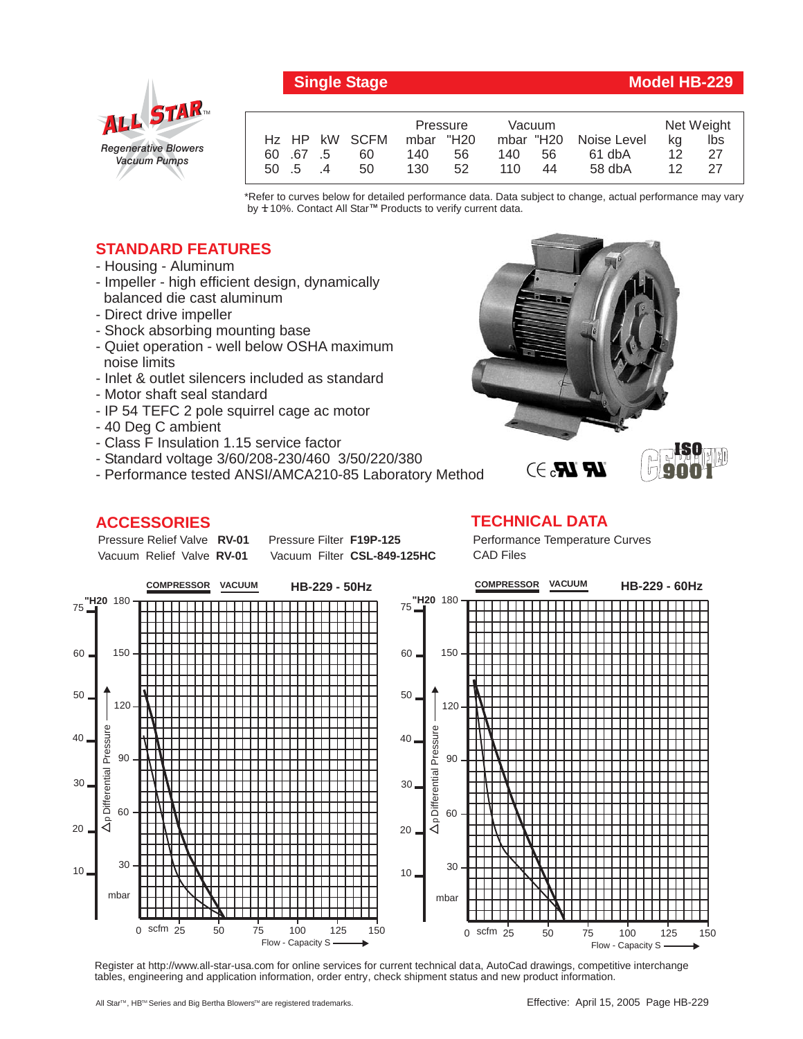**Single Stage** **Model HB-229**

ALL STAR™
*Regenerative Blowers Vacuum Pumps*

| Hz | HP | kW | SCFM | Pressure mbar | Pressure "H20 | Vacuum mbar | Vacuum "H20 | Noise Level | Net Weight kg | Net Weight lbs |
|---|---|---|---|---|---|---|---|---|---|---|
| 60 | .67 | .5 | 60 | 140 | 56 | 140 | 56 | 61 dbA | 12 | 27 |
| 50 | .5 | .4 | 50 | 130 | 52 | 110 | 44 | 58 dbA | 12 | 27 |

*Refer to curves below for detailed performance data. Data subject to change, actual performance may vary by ± 10%. Contact All Star™ Products to verify current data.

## STANDARD FEATURES

- Housing - Aluminum
- Impeller - high efficient design, dynamically balanced die cast aluminum
- Direct drive impeller
- Shock absorbing mounting base
- Quiet operation - well below OSHA maximum noise limits
- Inlet & outlet silencers included as standard
- Motor shaft seal standard
- IP 54 TEFC 2 pole squirrel cage ac motor
- 40 Deg C ambient
- Class F Insulation 1.15 service factor
- Standard voltage 3/60/208-230/460 3/50/220/380
- Performance tested ANSI/AMCA210-85 Laboratory Method

## ACCESSORIES

Pressure Relief Valve **RV-01**
Vacuum Relief Valve **RV-01**
Pressure Filter **F19P-125**
Vacuum Filter **CSL-849-125HC**

## TECHNICAL DATA

Performance Temperature Curves
CAD Files

**HB-229 - 50Hz** (COMPRESSOR / VACUUM) — Δp Differential Pressure ("H20 / mbar) vs. Flow - Capacity S (scfm)

**HB-229 - 60Hz** (COMPRESSOR / VACUUM) — Δp Differential Pressure ("H20 / mbar) vs. Flow - Capacity S (scfm)

Register at http://www.all-star-usa.com for online services for current technical data, AutoCad drawings, competitive interchange tables, engineering and application information, order entry, check shipment status and new product information.

All Star™, HB™ Series and Big Bertha Blowers™ are registered trademarks.

Effective: April 15, 2005 Page HB-229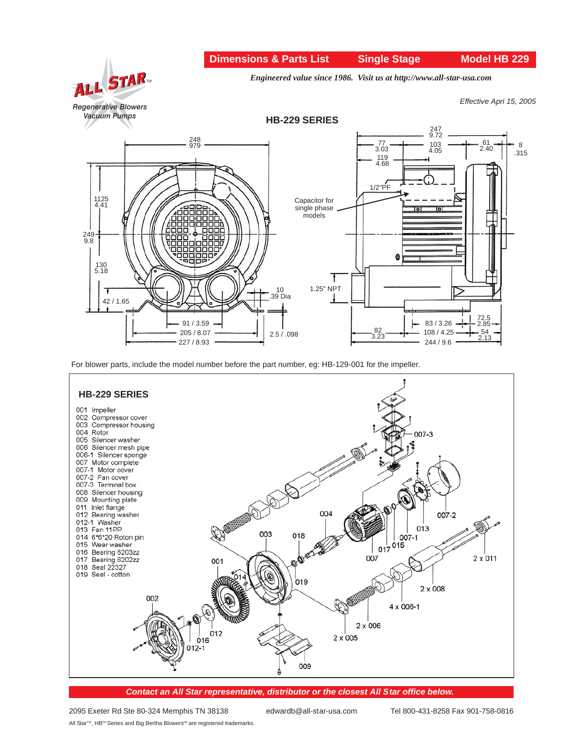**Dimensions & Parts List** **Single Stage** **Model HB 229**

***Engineered value since 1986. Visit us at http://www.all-star-usa.com***

ALL STAR™
*Regenerative Blowers*
*Vacuum Pumps*

*Effective Apri 15, 2005*

## HB-229 SERIES

248
979

1125
4.41

249
9.8

130
5.18

42 / 1.65

91 / 3.59
205 / 8.07
227 / 8.93

10
.39 Dia

2.5 / .098

247
9.72

77
3.03

103
4.05

61
2.40

8
.315

119
4.68

1/2"PF

Capacitor for single phase models

1.25" NPT

82
3.23

83 / 3.26
108 / 4.25
244 / 9.6

72.5
2.85

54
2.13

For blower parts, include the model number before the part number, eg: HB-129-001 for the impeller.

## HB-229 SERIES

- 001 Impeller
- 002 Compressor cover
- 003 Compressor housing
- 004 Rotor
- 005 Silencer washer
- 006 Silencer mesh pipe
- 006-1 Silencer sponge
- 007 Motor complete
- 007-1 Motor cover
- 007-2 Fan cover
- 007-3 Terminal box
- 008 Silencer housing
- 009 Mounting plate
- 011 Inlet flange
- 012 Bearing washer
- 012-1 Washer
- 013 Fan 11PP
- 014 6*6*20 Roton pin
- 015 Wear washer
- 016 Bearing 6203zz
- 017 Bearing 6202zz
- 018 Seal 22327
- 019 Seal - cotton

007-3
004
007-2
003
018
013
007-1
017
015
007
2 x 011
001
014
019
2 x 008
002
4 x 006-1
2 x 006
012
2 x 005
016
012-1
009

***Contact an All Star representative, distributor or the closest All Star office below.***

2095 Exeter Rd Ste 80-324 Memphis TN 38138 edwardb@all-star-usa.com Tel 800-431-8258 Fax 901-758-0816

All Star™, HB™ Series and Big Bertha Blowers™ are registered trademarks.